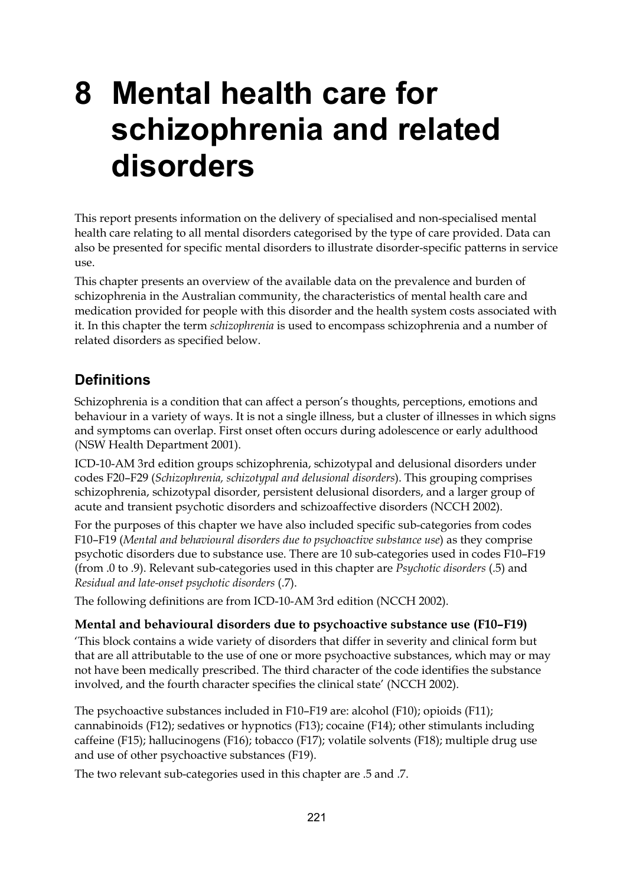# 8 Mental health care for schizophrenia and related disorders

This report presents information on the delivery of specialised and non-specialised mental health care relating to all mental disorders categorised by the type of care provided. Data can also be presented for specific mental disorders to illustrate disorder-specific patterns in service use.

This chapter presents an overview of the available data on the prevalence and burden of schizophrenia in the Australian community, the characteristics of mental health care and medication provided for people with this disorder and the health system costs associated with it. In this chapter the term *schizophrenia* is used to encompass schizophrenia and a number of related disorders as specified below.

## Definitions

Schizophrenia is a condition that can affect a person's thoughts, perceptions, emotions and behaviour in a variety of ways. It is not a single illness, but a cluster of illnesses in which signs and symptoms can overlap. First onset often occurs during adolescence or early adulthood (NSW Health Department 2001).

ICD-10-AM 3rd edition groups schizophrenia, schizotypal and delusional disorders under codes F20–F29 (*Schizophrenia, schizotypal and delusional disorders*). This grouping comprises schizophrenia, schizotypal disorder, persistent delusional disorders, and a larger group of acute and transient psychotic disorders and schizoaffective disorders (NCCH 2002).

For the purposes of this chapter we have also included specific sub-categories from codes F10–F19 (*Mental and behavioural disorders due to psychoactive substance use*) as they comprise psychotic disorders due to substance use. There are 10 sub-categories used in codes F10–F19 (from .0 to .9). Relevant sub-categories used in this chapter are *Psychotic disorders* (.5) and *Residual and late-onset psychotic disorders* (.7).

The following definitions are from ICD-10-AM 3rd edition (NCCH 2002).

### Mental and behavioural disorders due to psychoactive substance use (F10–F19)

'This block contains a wide variety of disorders that differ in severity and clinical form but that are all attributable to the use of one or more psychoactive substances, which may or may not have been medically prescribed. The third character of the code identifies the substance involved, and the fourth character specifies the clinical state' (NCCH 2002).

The psychoactive substances included in F10–F19 are: alcohol (F10); opioids (F11); cannabinoids (F12); sedatives or hypnotics (F13); cocaine (F14); other stimulants including caffeine (F15); hallucinogens (F16); tobacco (F17); volatile solvents (F18); multiple drug use and use of other psychoactive substances (F19).

The two relevant sub-categories used in this chapter are .5 and .7.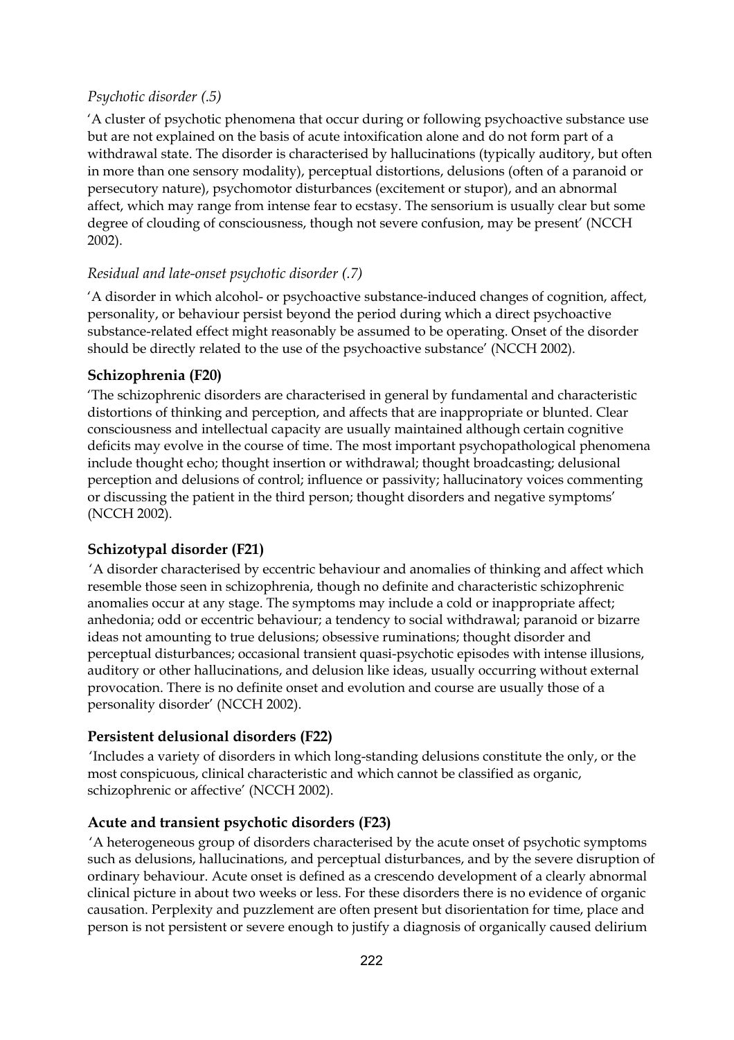*Psychotic disorder (.5)*

'A cluster of psychotic phenomena that occur during or following psychoactive substance use but are not explained on the basis of acute intoxification alone and do not form part of a withdrawal state. The disorder is characterised by hallucinations (typically auditory, but often in more than one sensory modality), perceptual distortions, delusions (often of a paranoid or persecutory nature), psychomotor disturbances (excitement or stupor), and an abnormal affect, which may range from intense fear to ecstasy. The sensorium is usually clear but some degree of clouding of consciousness, though not severe confusion, may be present' (NCCH 2002).

*Residual and late-onset psychotic disorder (.7)*

'A disorder in which alcohol- or psychoactive substance-induced changes of cognition, affect, personality, or behaviour persist beyond the period during which a direct psychoactive substance-related effect might reasonably be assumed to be operating. Onset of the disorder should be directly related to the use of the psychoactive substance' (NCCH 2002).

### Schizophrenia (F20)

'The schizophrenic disorders are characterised in general by fundamental and characteristic distortions of thinking and perception, and affects that are inappropriate or blunted. Clear consciousness and intellectual capacity are usually maintained although certain cognitive deficits may evolve in the course of time. The most important psychopathological phenomena include thought echo; thought insertion or withdrawal; thought broadcasting; delusional perception and delusions of control; influence or passivity; hallucinatory voices commenting or discussing the patient in the third person; thought disorders and negative symptoms' (NCCH 2002).

### Schizotypal disorder (F21)

'A disorder characterised by eccentric behaviour and anomalies of thinking and affect which resemble those seen in schizophrenia, though no definite and characteristic schizophrenic anomalies occur at any stage. The symptoms may include a cold or inappropriate affect; anhedonia; odd or eccentric behaviour; a tendency to social withdrawal; paranoid or bizarre ideas not amounting to true delusions; obsessive ruminations; thought disorder and perceptual disturbances; occasional transient quasi-psychotic episodes with intense illusions, auditory or other hallucinations, and delusion like ideas, usually occurring without external provocation. There is no definite onset and evolution and course are usually those of a personality disorder' (NCCH 2002).

### Persistent delusional disorders (F22)

'Includes a variety of disorders in which long-standing delusions constitute the only, or the most conspicuous, clinical characteristic and which cannot be classified as organic, schizophrenic or affective' (NCCH 2002).

### Acute and transient psychotic disorders (F23)

'A heterogeneous group of disorders characterised by the acute onset of psychotic symptoms such as delusions, hallucinations, and perceptual disturbances, and by the severe disruption of ordinary behaviour. Acute onset is defined as a crescendo development of a clearly abnormal clinical picture in about two weeks or less. For these disorders there is no evidence of organic causation. Perplexity and puzzlement are often present but disorientation for time, place and person is not persistent or severe enough to justify a diagnosis of organically caused delirium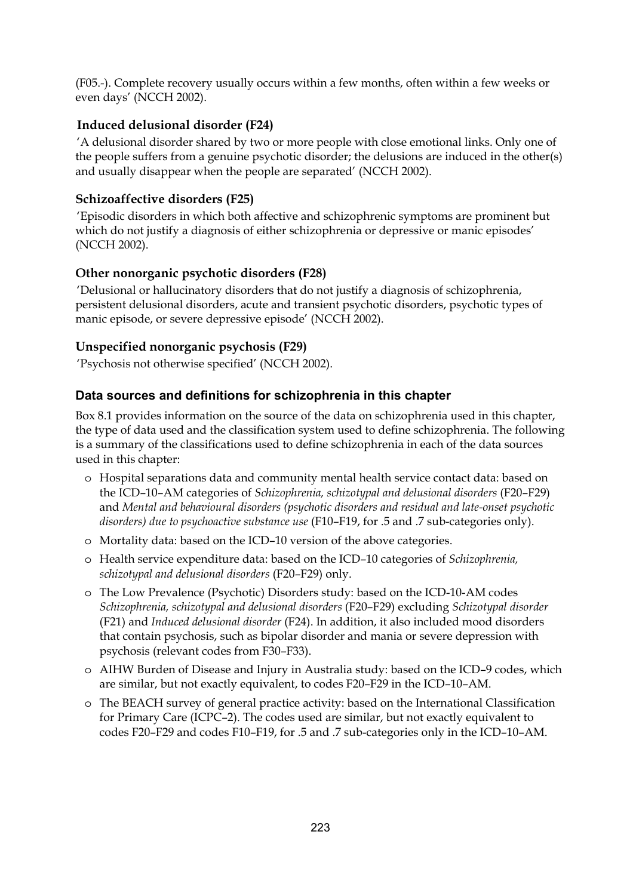(F05.-). Complete recovery usually occurs within a few months, often within a few weeks or even days' (NCCH 2002).

### Induced delusional disorder (F24)

'A delusional disorder shared by two or more people with close emotional links. Only one of the people suffers from a genuine psychotic disorder; the delusions are induced in the other(s) and usually disappear when the people are separated' (NCCH 2002).

### Schizoaffective disorders (F25)

'Episodic disorders in which both affective and schizophrenic symptoms are prominent but which do not justify a diagnosis of either schizophrenia or depressive or manic episodes' (NCCH 2002).

### Other nonorganic psychotic disorders (F28)

'Delusional or hallucinatory disorders that do not justify a diagnosis of schizophrenia, persistent delusional disorders, acute and transient psychotic disorders, psychotic types of manic episode, or severe depressive episode' (NCCH 2002).

### Unspecified nonorganic psychosis (F29)

'Psychosis not otherwise specified' (NCCH 2002).

## Data sources and definitions for schizophrenia in this chapter

Box 8.1 provides information on the source of the data on schizophrenia used in this chapter, the type of data used and the classification system used to define schizophrenia. The following is a summary of the classifications used to define schizophrenia in each of the data sources used in this chapter:

- Hospital separations data and community mental health service contact data: based on the ICD–10–AM categories of *Schizophrenia, schizotypal and delusional disorders* (F20–F29) and *Mental and behavioural disorders (psychotic disorders and residual and late-onset psychotic disorders) due to psychoactive substance use* (F10–F19, for .5 and .7 sub-categories only).
- Mortality data: based on the ICD–10 version of the above categories.
- Health service expenditure data: based on the ICD–10 categories of *Schizophrenia, schizotypal and delusional disorders* (F20–F29) only.
- The Low Prevalence (Psychotic) Disorders study: based on the ICD-10-AM codes *Schizophrenia, schizotypal and delusional disorders* (F20–F29) excluding *Schizotypal disorder* (F21) and *Induced delusional disorder* (F24). In addition, it also included mood disorders that contain psychosis, such as bipolar disorder and mania or severe depression with psychosis (relevant codes from F30–F33).
- AIHW Burden of Disease and Injury in Australia study: based on the ICD–9 codes, which are similar, but not exactly equivalent, to codes F20–F29 in the ICD–10–AM.
- The BEACH survey of general practice activity: based on the International Classification for Primary Care (ICPC–2). The codes used are similar, but not exactly equivalent to codes F20–F29 and codes F10–F19, for .5 and .7 sub-categories only in the ICD–10–AM.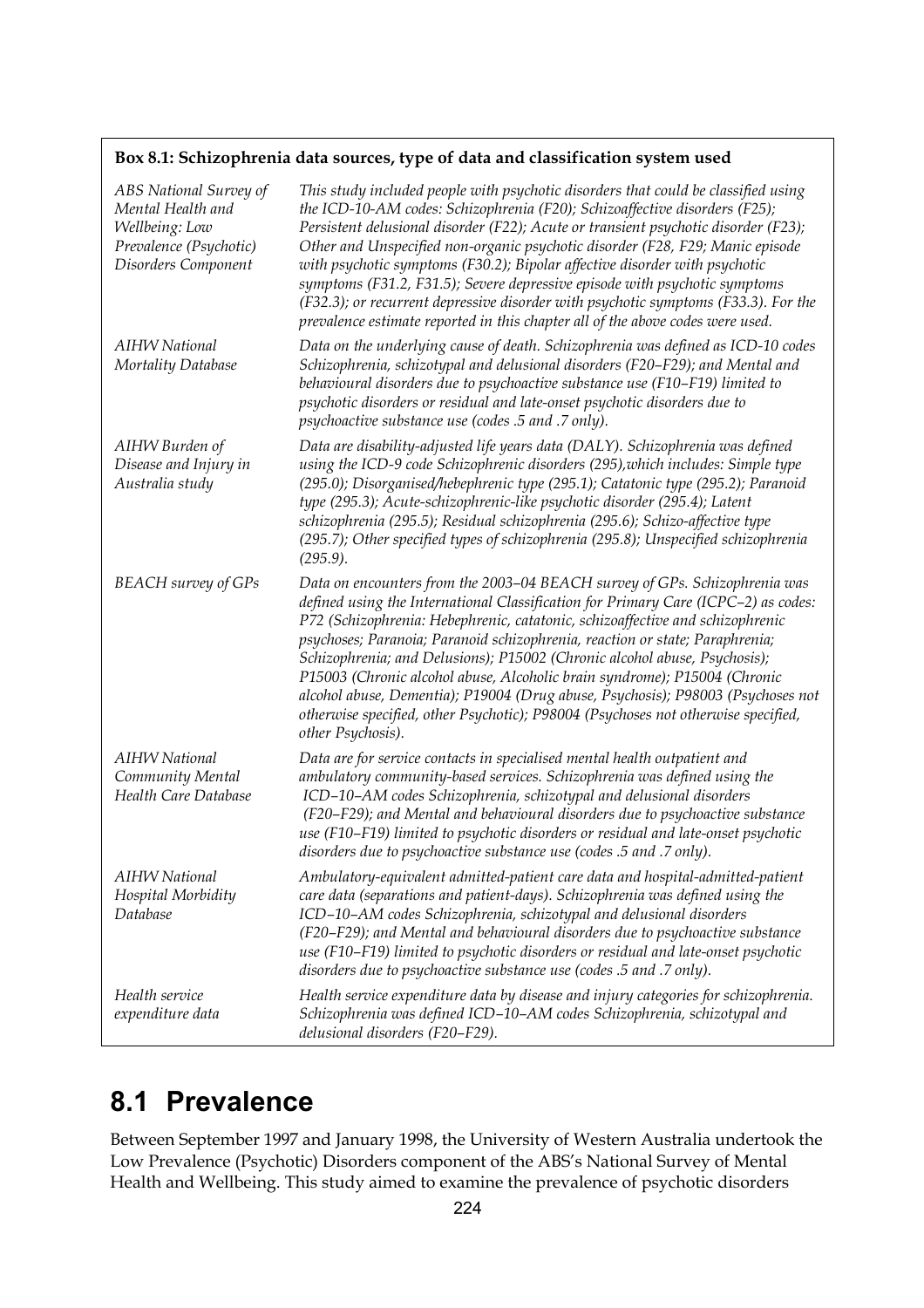**Box 8.1: Schizophrenia data sources, type of data and classification system used**

| | |
|---|---|
| *ABS National Survey of Mental Health and Wellbeing: Low Prevalence (Psychotic) Disorders Component* | *This study included people with psychotic disorders that could be classified using the ICD-10-AM codes: Schizophrenia (F20); Schizoaffective disorders (F25); Persistent delusional disorder (F22); Acute or transient psychotic disorder (F23); Other and Unspecified non-organic psychotic disorder (F28, F29; Manic episode with psychotic symptoms (F30.2); Bipolar affective disorder with psychotic symptoms (F31.2, F31.5); Severe depressive episode with psychotic symptoms (F32.3); or recurrent depressive disorder with psychotic symptoms (F33.3). For the prevalence estimate reported in this chapter all of the above codes were used.* |
| *AIHW National Mortality Database* | *Data on the underlying cause of death. Schizophrenia was defined as ICD-10 codes Schizophrenia, schizotypal and delusional disorders (F20–F29); and Mental and behavioural disorders due to psychoactive substance use (F10–F19) limited to psychotic disorders or residual and late-onset psychotic disorders due to psychoactive substance use (codes .5 and .7 only).* |
| *AIHW Burden of Disease and Injury in Australia study* | *Data are disability-adjusted life years data (DALY). Schizophrenia was defined using the ICD-9 code Schizophrenic disorders (295),which includes: Simple type (295.0); Disorganised/hebephrenic type (295.1); Catatonic type (295.2); Paranoid type (295.3); Acute-schizophrenic-like psychotic disorder (295.4); Latent schizophrenia (295.5); Residual schizophrenia (295.6); Schizo-affective type (295.7); Other specified types of schizophrenia (295.8); Unspecified schizophrenia (295.9).* |
| *BEACH survey of GPs* | *Data on encounters from the 2003–04 BEACH survey of GPs. Schizophrenia was defined using the International Classification for Primary Care (ICPC–2) as codes: P72 (Schizophrenia: Hebephrenic, catatonic, schizoaffective and schizophrenic psychoses; Paranoia; Paranoid schizophrenia, reaction or state; Paraphrenia; Schizophrenia; and Delusions); P15002 (Chronic alcohol abuse, Psychosis); P15003 (Chronic alcohol abuse, Alcoholic brain syndrome); P15004 (Chronic alcohol abuse, Dementia); P19004 (Drug abuse, Psychosis); P98003 (Psychoses not otherwise specified, other Psychotic); P98004 (Psychoses not otherwise specified, other Psychosis).* |
| *AIHW National Community Mental Health Care Database* | *Data are for service contacts in specialised mental health outpatient and ambulatory community-based services. Schizophrenia was defined using the ICD–10–AM codes Schizophrenia, schizotypal and delusional disorders (F20–F29); and Mental and behavioural disorders due to psychoactive substance use (F10–F19) limited to psychotic disorders or residual and late-onset psychotic disorders due to psychoactive substance use (codes .5 and .7 only).* |
| *AIHW National Hospital Morbidity Database* | *Ambulatory-equivalent admitted-patient care data and hospital-admitted-patient care data (separations and patient-days). Schizophrenia was defined using the ICD–10–AM codes Schizophrenia, schizotypal and delusional disorders (F20–F29); and Mental and behavioural disorders due to psychoactive substance use (F10–F19) limited to psychotic disorders or residual and late-onset psychotic disorders due to psychoactive substance use (codes .5 and .7 only).* |
| *Health service expenditure data* | *Health service expenditure data by disease and injury categories for schizophrenia. Schizophrenia was defined ICD–10–AM codes Schizophrenia, schizotypal and delusional disorders (F20–F29).* |

## 8.1 Prevalence

Between September 1997 and January 1998, the University of Western Australia undertook the Low Prevalence (Psychotic) Disorders component of the ABS's National Survey of Mental Health and Wellbeing. This study aimed to examine the prevalence of psychotic disorders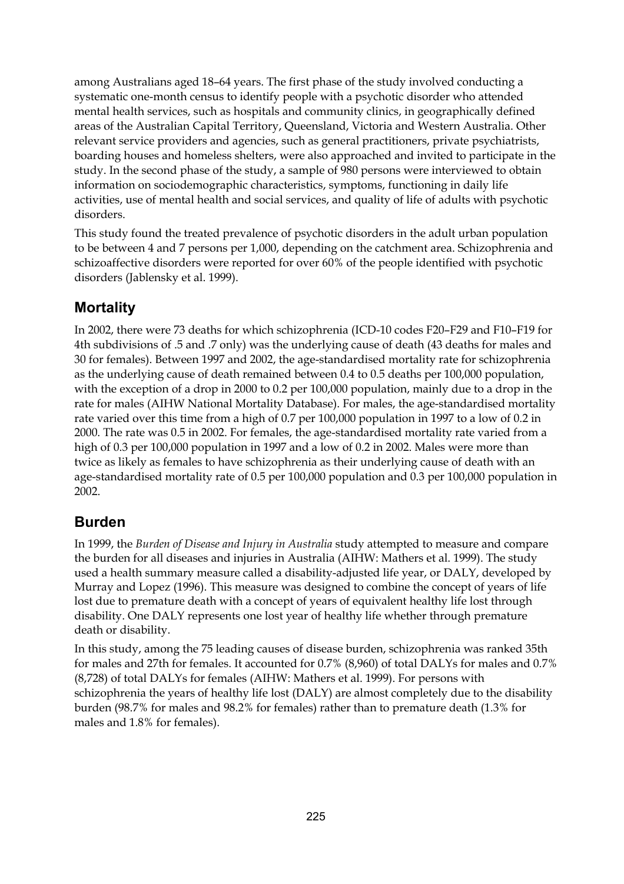among Australians aged 18–64 years. The first phase of the study involved conducting a systematic one-month census to identify people with a psychotic disorder who attended mental health services, such as hospitals and community clinics, in geographically defined areas of the Australian Capital Territory, Queensland, Victoria and Western Australia. Other relevant service providers and agencies, such as general practitioners, private psychiatrists, boarding houses and homeless shelters, were also approached and invited to participate in the study. In the second phase of the study, a sample of 980 persons were interviewed to obtain information on sociodemographic characteristics, symptoms, functioning in daily life activities, use of mental health and social services, and quality of life of adults with psychotic disorders.

This study found the treated prevalence of psychotic disorders in the adult urban population to be between 4 and 7 persons per 1,000, depending on the catchment area. Schizophrenia and schizoaffective disorders were reported for over 60% of the people identified with psychotic disorders (Jablensky et al. 1999).

## Mortality

In 2002, there were 73 deaths for which schizophrenia (ICD-10 codes F20–F29 and F10–F19 for 4th subdivisions of .5 and .7 only) was the underlying cause of death (43 deaths for males and 30 for females). Between 1997 and 2002, the age-standardised mortality rate for schizophrenia as the underlying cause of death remained between 0.4 to 0.5 deaths per 100,000 population, with the exception of a drop in 2000 to 0.2 per 100,000 population, mainly due to a drop in the rate for males (AIHW National Mortality Database). For males, the age-standardised mortality rate varied over this time from a high of 0.7 per 100,000 population in 1997 to a low of 0.2 in 2000. The rate was 0.5 in 2002. For females, the age-standardised mortality rate varied from a high of 0.3 per 100,000 population in 1997 and a low of 0.2 in 2002. Males were more than twice as likely as females to have schizophrenia as their underlying cause of death with an age-standardised mortality rate of 0.5 per 100,000 population and 0.3 per 100,000 population in 2002.

## Burden

In 1999, the *Burden of Disease and Injury in Australia* study attempted to measure and compare the burden for all diseases and injuries in Australia (AIHW: Mathers et al. 1999). The study used a health summary measure called a disability-adjusted life year, or DALY, developed by Murray and Lopez (1996). This measure was designed to combine the concept of years of life lost due to premature death with a concept of years of equivalent healthy life lost through disability. One DALY represents one lost year of healthy life whether through premature death or disability.

In this study, among the 75 leading causes of disease burden, schizophrenia was ranked 35th for males and 27th for females. It accounted for 0.7% (8,960) of total DALYs for males and 0.7% (8,728) of total DALYs for females (AIHW: Mathers et al. 1999). For persons with schizophrenia the years of healthy life lost (DALY) are almost completely due to the disability burden (98.7% for males and 98.2% for females) rather than to premature death (1.3% for males and 1.8% for females).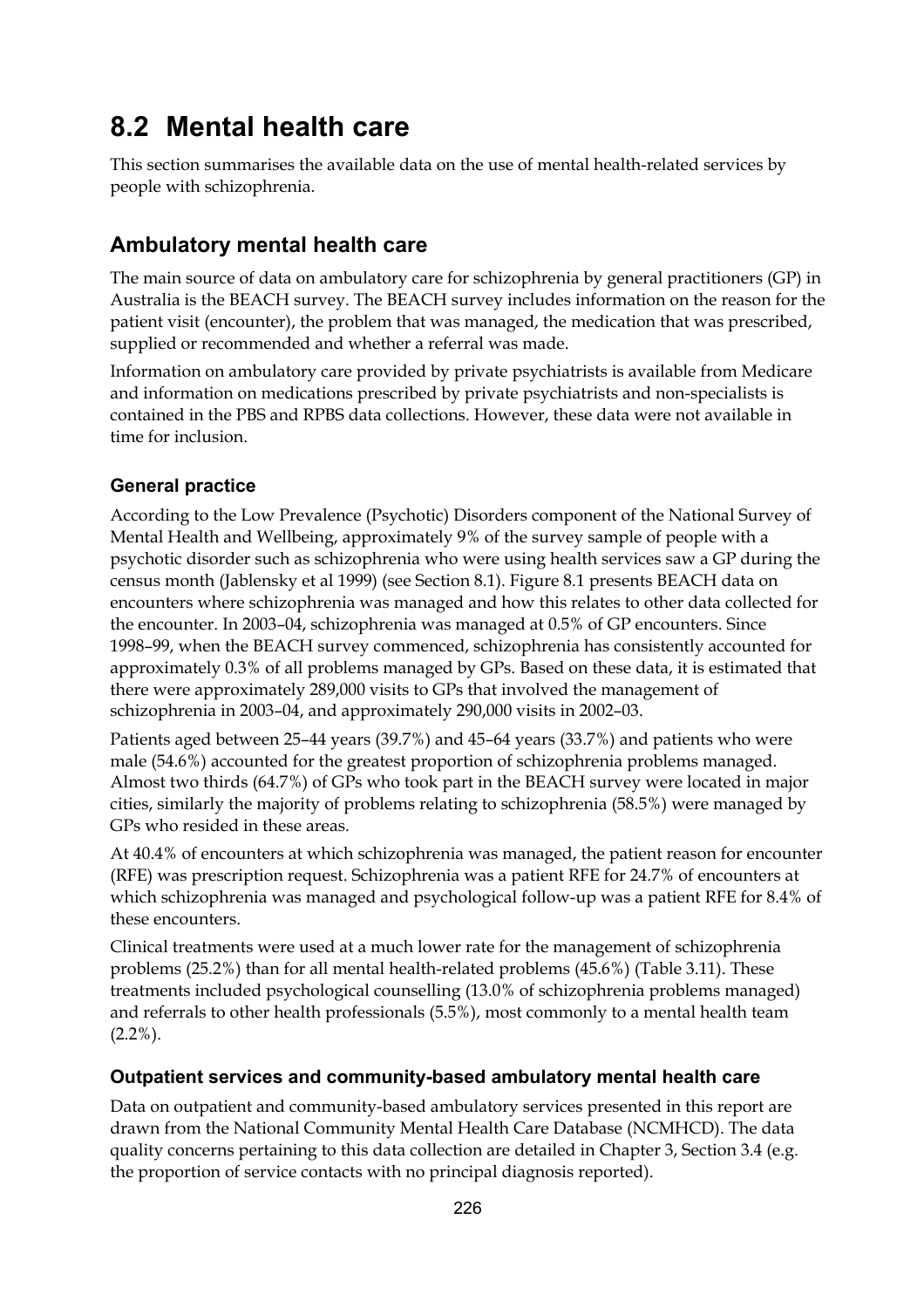# 8.2 Mental health care

This section summarises the available data on the use of mental health-related services by people with schizophrenia.

## Ambulatory mental health care

The main source of data on ambulatory care for schizophrenia by general practitioners (GP) in Australia is the BEACH survey. The BEACH survey includes information on the reason for the patient visit (encounter), the problem that was managed, the medication that was prescribed, supplied or recommended and whether a referral was made.

Information on ambulatory care provided by private psychiatrists is available from Medicare and information on medications prescribed by private psychiatrists and non-specialists is contained in the PBS and RPBS data collections. However, these data were not available in time for inclusion.

### General practice

According to the Low Prevalence (Psychotic) Disorders component of the National Survey of Mental Health and Wellbeing, approximately 9% of the survey sample of people with a psychotic disorder such as schizophrenia who were using health services saw a GP during the census month (Jablensky et al 1999) (see Section 8.1). Figure 8.1 presents BEACH data on encounters where schizophrenia was managed and how this relates to other data collected for the encounter. In 2003–04, schizophrenia was managed at 0.5% of GP encounters. Since 1998–99, when the BEACH survey commenced, schizophrenia has consistently accounted for approximately 0.3% of all problems managed by GPs. Based on these data, it is estimated that there were approximately 289,000 visits to GPs that involved the management of schizophrenia in 2003–04, and approximately 290,000 visits in 2002–03.

Patients aged between 25–44 years (39.7%) and 45–64 years (33.7%) and patients who were male (54.6%) accounted for the greatest proportion of schizophrenia problems managed. Almost two thirds (64.7%) of GPs who took part in the BEACH survey were located in major cities, similarly the majority of problems relating to schizophrenia (58.5%) were managed by GPs who resided in these areas.

At 40.4% of encounters at which schizophrenia was managed, the patient reason for encounter (RFE) was prescription request. Schizophrenia was a patient RFE for 24.7% of encounters at which schizophrenia was managed and psychological follow-up was a patient RFE for 8.4% of these encounters.

Clinical treatments were used at a much lower rate for the management of schizophrenia problems (25.2%) than for all mental health-related problems (45.6%) (Table 3.11). These treatments included psychological counselling (13.0% of schizophrenia problems managed) and referrals to other health professionals (5.5%), most commonly to a mental health team (2.2%).

### Outpatient services and community-based ambulatory mental health care

Data on outpatient and community-based ambulatory services presented in this report are drawn from the National Community Mental Health Care Database (NCMHCD). The data quality concerns pertaining to this data collection are detailed in Chapter 3, Section 3.4 (e.g. the proportion of service contacts with no principal diagnosis reported).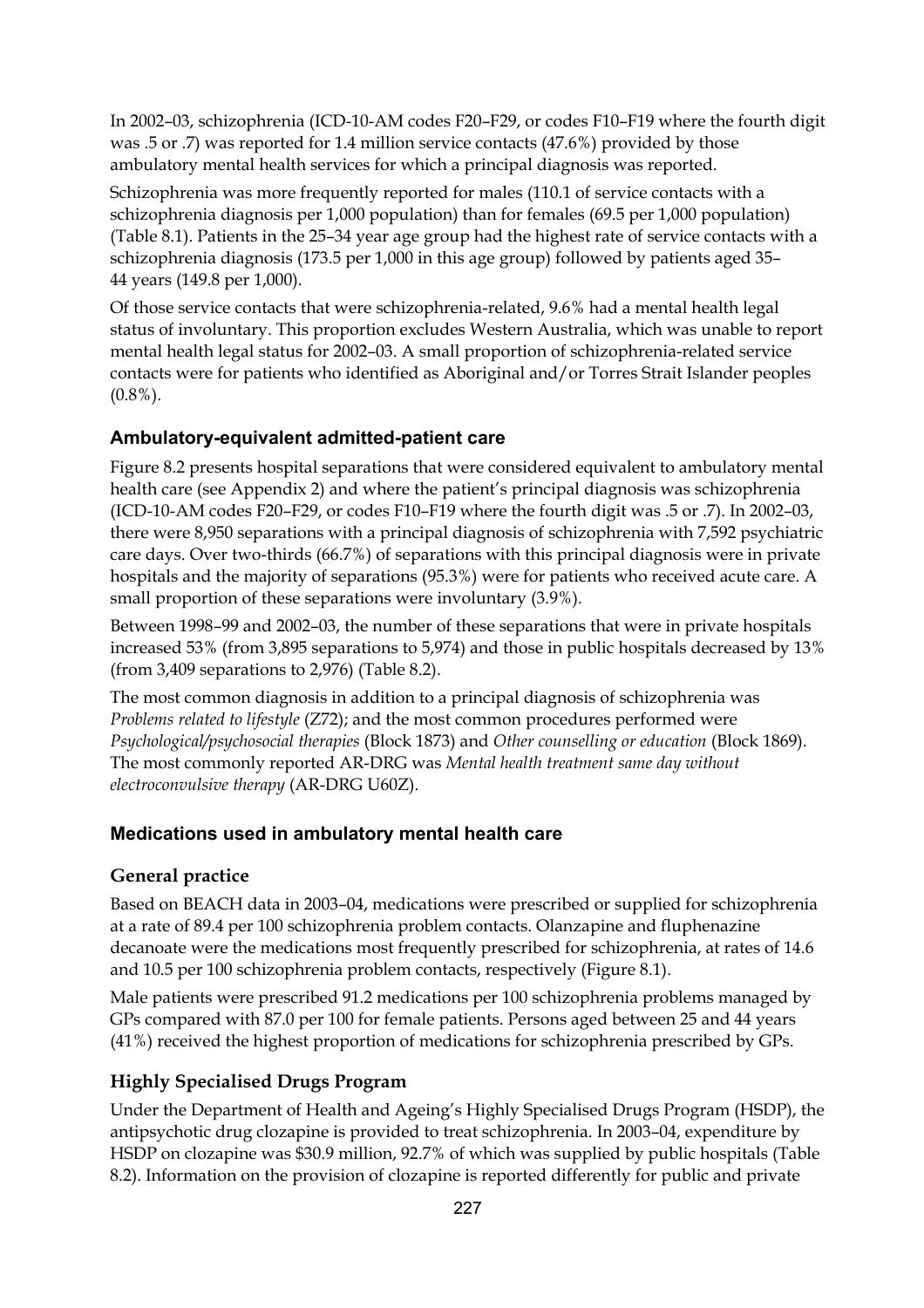In 2002–03, schizophrenia (ICD-10-AM codes F20–F29, or codes F10–F19 where the fourth digit was .5 or .7) was reported for 1.4 million service contacts (47.6%) provided by those ambulatory mental health services for which a principal diagnosis was reported.

Schizophrenia was more frequently reported for males (110.1 of service contacts with a schizophrenia diagnosis per 1,000 population) than for females (69.5 per 1,000 population) (Table 8.1). Patients in the 25–34 year age group had the highest rate of service contacts with a schizophrenia diagnosis (173.5 per 1,000 in this age group) followed by patients aged 35–44 years (149.8 per 1,000).

Of those service contacts that were schizophrenia-related, 9.6% had a mental health legal status of involuntary. This proportion excludes Western Australia, which was unable to report mental health legal status for 2002–03. A small proportion of schizophrenia-related service contacts were for patients who identified as Aboriginal and/or Torres Strait Islander peoples (0.8%).

### Ambulatory-equivalent admitted-patient care

Figure 8.2 presents hospital separations that were considered equivalent to ambulatory mental health care (see Appendix 2) and where the patient's principal diagnosis was schizophrenia (ICD-10-AM codes F20–F29, or codes F10–F19 where the fourth digit was .5 or .7). In 2002–03, there were 8,950 separations with a principal diagnosis of schizophrenia with 7,592 psychiatric care days. Over two-thirds (66.7%) of separations with this principal diagnosis were in private hospitals and the majority of separations (95.3%) were for patients who received acute care. A small proportion of these separations were involuntary (3.9%).

Between 1998–99 and 2002–03, the number of these separations that were in private hospitals increased 53% (from 3,895 separations to 5,974) and those in public hospitals decreased by 13% (from 3,409 separations to 2,976) (Table 8.2).

The most common diagnosis in addition to a principal diagnosis of schizophrenia was *Problems related to lifestyle* (Z72); and the most common procedures performed were *Psychological/psychosocial therapies* (Block 1873) and *Other counselling or education* (Block 1869). The most commonly reported AR-DRG was *Mental health treatment same day without electroconvulsive therapy* (AR-DRG U60Z).

### Medications used in ambulatory mental health care

#### General practice

Based on BEACH data in 2003–04, medications were prescribed or supplied for schizophrenia at a rate of 89.4 per 100 schizophrenia problem contacts. Olanzapine and fluphenazine decanoate were the medications most frequently prescribed for schizophrenia, at rates of 14.6 and 10.5 per 100 schizophrenia problem contacts, respectively (Figure 8.1).

Male patients were prescribed 91.2 medications per 100 schizophrenia problems managed by GPs compared with 87.0 per 100 for female patients. Persons aged between 25 and 44 years (41%) received the highest proportion of medications for schizophrenia prescribed by GPs.

#### Highly Specialised Drugs Program

Under the Department of Health and Ageing's Highly Specialised Drugs Program (HSDP), the antipsychotic drug clozapine is provided to treat schizophrenia. In 2003–04, expenditure by HSDP on clozapine was $30.9 million, 92.7% of which was supplied by public hospitals (Table 8.2). Information on the provision of clozapine is reported differently for public and private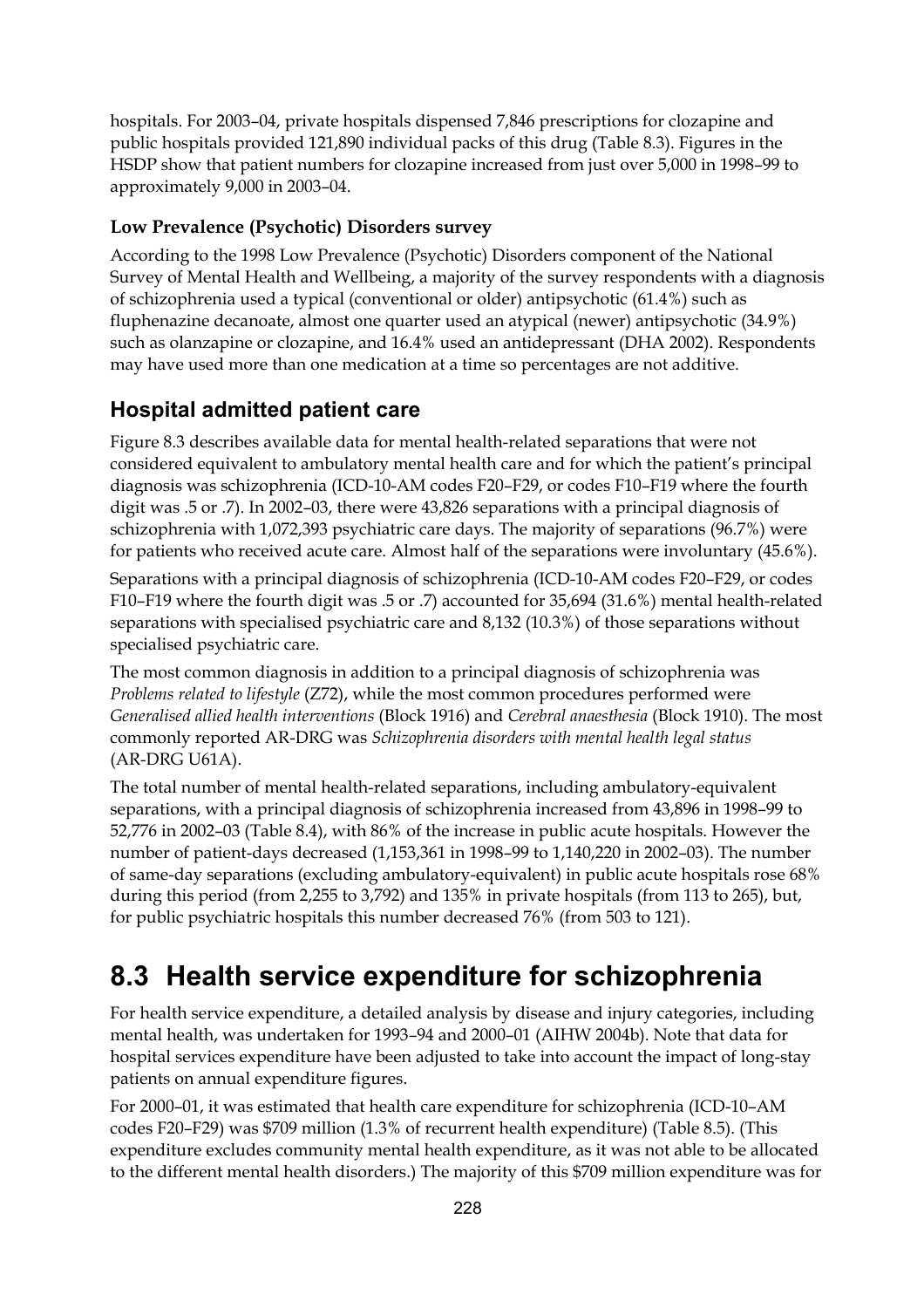hospitals. For 2003–04, private hospitals dispensed 7,846 prescriptions for clozapine and public hospitals provided 121,890 individual packs of this drug (Table 8.3). Figures in the HSDP show that patient numbers for clozapine increased from just over 5,000 in 1998–99 to approximately 9,000 in 2003–04.

### Low Prevalence (Psychotic) Disorders survey

According to the 1998 Low Prevalence (Psychotic) Disorders component of the National Survey of Mental Health and Wellbeing, a majority of the survey respondents with a diagnosis of schizophrenia used a typical (conventional or older) antipsychotic (61.4%) such as fluphenazine decanoate, almost one quarter used an atypical (newer) antipsychotic (34.9%) such as olanzapine or clozapine, and 16.4% used an antidepressant (DHA 2002). Respondents may have used more than one medication at a time so percentages are not additive.

## Hospital admitted patient care

Figure 8.3 describes available data for mental health-related separations that were not considered equivalent to ambulatory mental health care and for which the patient's principal diagnosis was schizophrenia (ICD-10-AM codes F20–F29, or codes F10–F19 where the fourth digit was .5 or .7). In 2002–03, there were 43,826 separations with a principal diagnosis of schizophrenia with 1,072,393 psychiatric care days. The majority of separations (96.7%) were for patients who received acute care. Almost half of the separations were involuntary (45.6%).

Separations with a principal diagnosis of schizophrenia (ICD-10-AM codes F20–F29, or codes F10–F19 where the fourth digit was .5 or .7) accounted for 35,694 (31.6%) mental health-related separations with specialised psychiatric care and 8,132 (10.3%) of those separations without specialised psychiatric care.

The most common diagnosis in addition to a principal diagnosis of schizophrenia was *Problems related to lifestyle* (Z72), while the most common procedures performed were *Generalised allied health interventions* (Block 1916) and *Cerebral anaesthesia* (Block 1910). The most commonly reported AR-DRG was *Schizophrenia disorders with mental health legal status* (AR-DRG U61A).

The total number of mental health-related separations, including ambulatory-equivalent separations, with a principal diagnosis of schizophrenia increased from 43,896 in 1998–99 to 52,776 in 2002–03 (Table 8.4), with 86% of the increase in public acute hospitals. However the number of patient-days decreased (1,153,361 in 1998–99 to 1,140,220 in 2002–03). The number of same-day separations (excluding ambulatory-equivalent) in public acute hospitals rose 68% during this period (from 2,255 to 3,792) and 135% in private hospitals (from 113 to 265), but, for public psychiatric hospitals this number decreased 76% (from 503 to 121).

# 8.3 Health service expenditure for schizophrenia

For health service expenditure, a detailed analysis by disease and injury categories, including mental health, was undertaken for 1993–94 and 2000–01 (AIHW 2004b). Note that data for hospital services expenditure have been adjusted to take into account the impact of long-stay patients on annual expenditure figures.

For 2000–01, it was estimated that health care expenditure for schizophrenia (ICD-10–AM codes F20–F29) was $709 million (1.3% of recurrent health expenditure) (Table 8.5). (This expenditure excludes community mental health expenditure, as it was not able to be allocated to the different mental health disorders.) The majority of this $709 million expenditure was for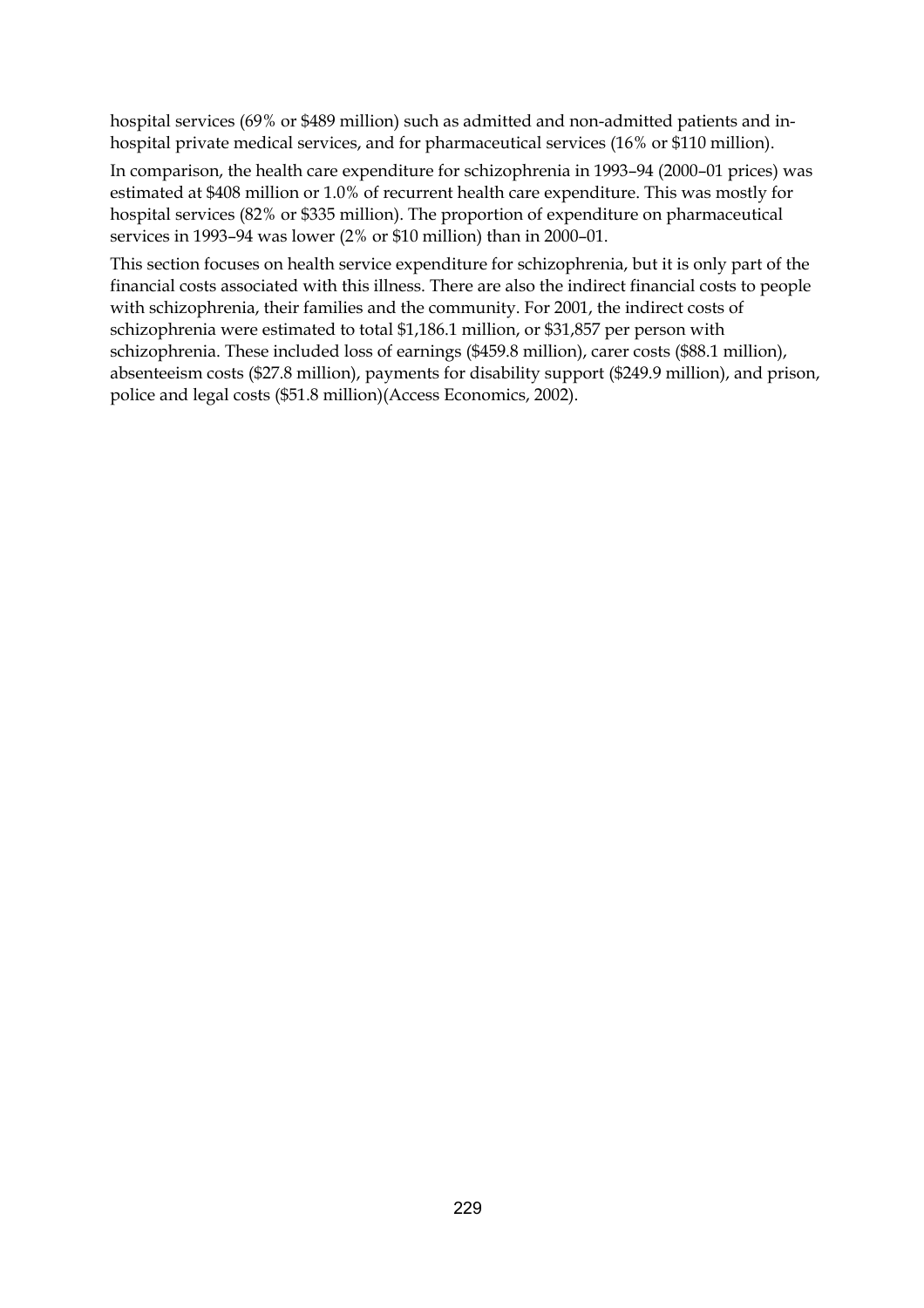hospital services (69% or $489 million) such as admitted and non-admitted patients and in-hospital private medical services, and for pharmaceutical services (16% or $110 million).

In comparison, the health care expenditure for schizophrenia in 1993–94 (2000–01 prices) was estimated at $408 million or 1.0% of recurrent health care expenditure. This was mostly for hospital services (82% or $335 million). The proportion of expenditure on pharmaceutical services in 1993–94 was lower (2% or $10 million) than in 2000–01.

This section focuses on health service expenditure for schizophrenia, but it is only part of the financial costs associated with this illness. There are also the indirect financial costs to people with schizophrenia, their families and the community. For 2001, the indirect costs of schizophrenia were estimated to total $1,186.1 million, or $31,857 per person with schizophrenia. These included loss of earnings ($459.8 million), carer costs ($88.1 million), absenteeism costs ($27.8 million), payments for disability support ($249.9 million), and prison, police and legal costs ($51.8 million)(Access Economics, 2002).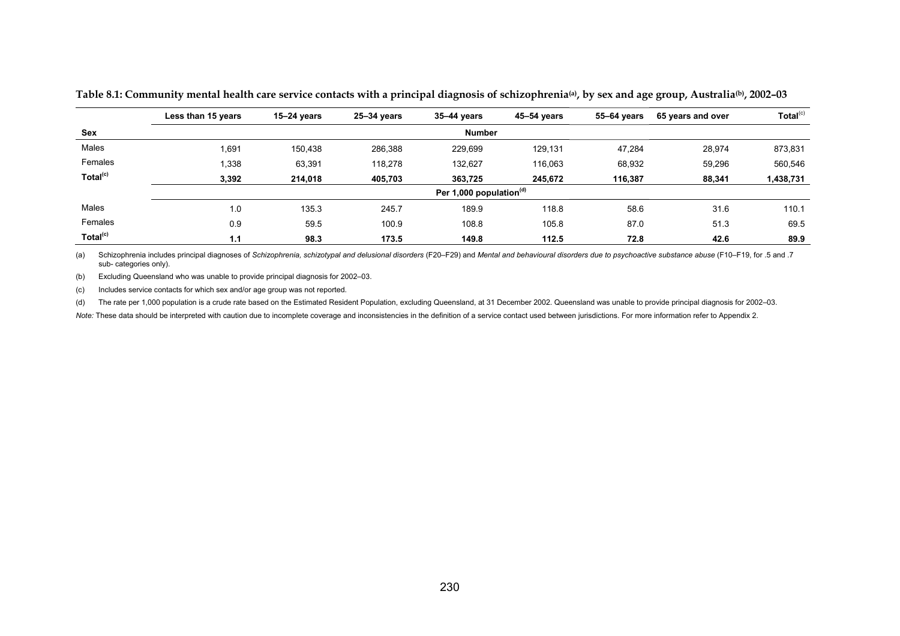**Table 8.1: Community mental health care service contacts with a principal diagnosis of schizophrenia[(a)], by sex and age group, Australia[(b)], 2002–03**

| Sex | Less than 15 years | 15–24 years | 25–34 years | 35–44 years | 45–54 years | 55–64 years | 65 years and over | Total[(c)] |
|---|---|---|---|---|---|---|---|---|
| | | | | **Number** | | | | |
| Males | 1,691 | 150,438 | 286,388 | 229,699 | 129,131 | 47,284 | 28,974 | 873,831 |
| Females | 1,338 | 63,391 | 118,278 | 132,627 | 116,063 | 68,932 | 59,296 | 560,546 |
| **Total[(c)]** | **3,392** | **214,018** | **405,703** | **363,725** | **245,672** | **116,387** | **88,341** | **1,438,731** |
| | | | | **Per 1,000 population[(d)]** | | | | |
| Males | 1.0 | 135.3 | 245.7 | 189.9 | 118.8 | 58.6 | 31.6 | 110.1 |
| Females | 0.9 | 59.5 | 100.9 | 108.8 | 105.8 | 87.0 | 51.3 | 69.5 |
| **Total[(c)]** | **1.1** | **98.3** | **173.5** | **149.8** | **112.5** | **72.8** | **42.6** | **89.9** |

(a) Schizophrenia includes principal diagnoses of *Schizophrenia, schizotypal and delusional disorders* (F20–F29) and *Mental and behavioural disorders due to psychoactive substance abuse* (F10–F19, for .5 and .7 sub- categories only).

(b) Excluding Queensland who was unable to provide principal diagnosis for 2002–03.

(c) Includes service contacts for which sex and/or age group was not reported.

(d) The rate per 1,000 population is a crude rate based on the Estimated Resident Population, excluding Queensland, at 31 December 2002. Queensland was unable to provide principal diagnosis for 2002–03.

*Note:* These data should be interpreted with caution due to incomplete coverage and inconsistencies in the definition of a service contact used between jurisdictions. For more information refer to Appendix 2.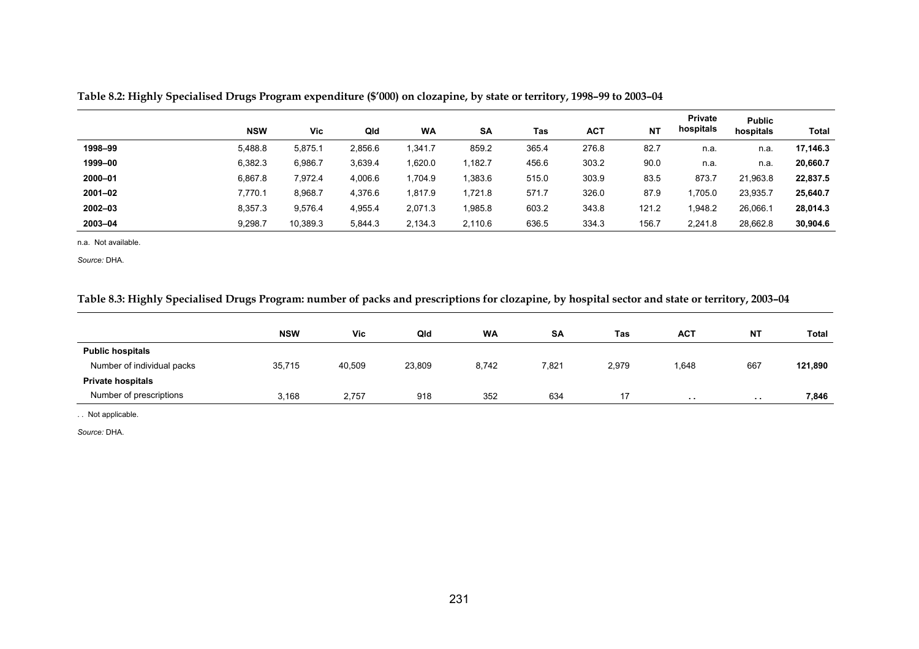**Table 8.2: Highly Specialised Drugs Program expenditure ($'000) on clozapine, by state or territory, 1998–99 to 2003–04**

| | NSW | Vic | Qld | WA | SA | Tas | ACT | NT | Private hospitals | Public hospitals | Total |
|---|---|---|---|---|---|---|---|---|---|---|---|
| **1998–99** | 5,488.8 | 5,875.1 | 2,856.6 | 1,341.7 | 859.2 | 365.4 | 276.8 | 82.7 | n.a. | n.a. | **17,146.3** |
| **1999–00** | 6,382.3 | 6,986.7 | 3,639.4 | 1,620.0 | 1,182.7 | 456.6 | 303.2 | 90.0 | n.a. | n.a. | **20,660.7** |
| **2000–01** | 6,867.8 | 7,972.4 | 4,006.6 | 1,704.9 | 1,383.6 | 515.0 | 303.9 | 83.5 | 873.7 | 21,963.8 | **22,837.5** |
| **2001–02** | 7,770.1 | 8,968.7 | 4,376.6 | 1,817.9 | 1,721.8 | 571.7 | 326.0 | 87.9 | 1,705.0 | 23,935.7 | **25,640.7** |
| **2002–03** | 8,357.3 | 9,576.4 | 4,955.4 | 2,071.3 | 1,985.8 | 603.2 | 343.8 | 121.2 | 1,948.2 | 26,066.1 | **28,014.3** |
| **2003–04** | 9,298.7 | 10,389.3 | 5,844.3 | 2,134.3 | 2,110.6 | 636.5 | 334.3 | 156.7 | 2,241.8 | 28,662.8 | **30,904.6** |

n.a. Not available.

*Source:* DHA.

**Table 8.3: Highly Specialised Drugs Program: number of packs and prescriptions for clozapine, by hospital sector and state or territory, 2003–04**

| | NSW | Vic | Qld | WA | SA | Tas | ACT | NT | Total |
|---|---|---|---|---|---|---|---|---|---|
| **Public hospitals** | | | | | | | | | |
| Number of individual packs | 35,715 | 40,509 | 23,809 | 8,742 | 7,821 | 2,979 | 1,648 | 667 | **121,890** |
| **Private hospitals** | | | | | | | | | |
| Number of prescriptions | 3,168 | 2,757 | 918 | 352 | 634 | 17 | . . | . . | **7,846** |

. . Not applicable.

*Source:* DHA.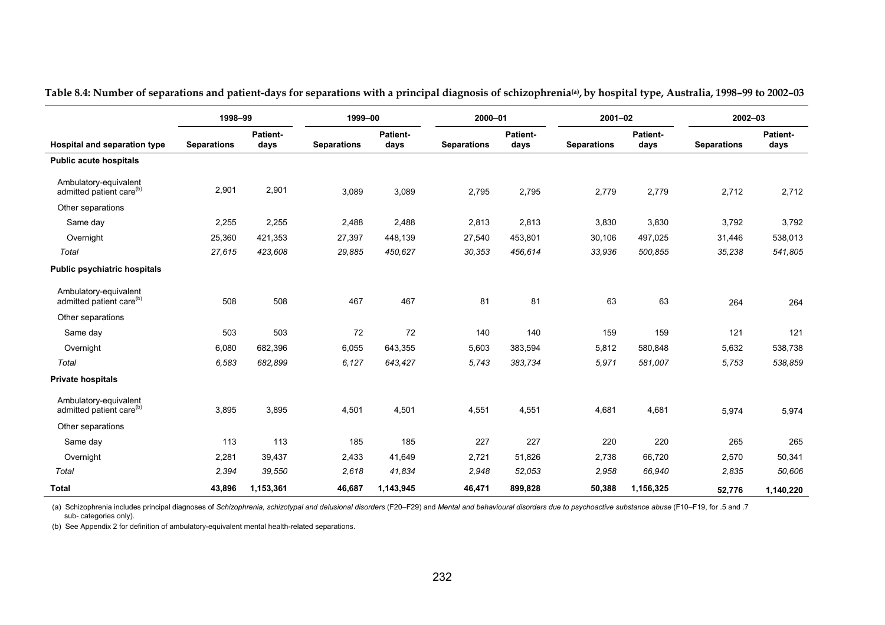**Table 8.4: Number of separations and patient-days for separations with a principal diagnosis of schizophrenia[(a)], by hospital type, Australia, 1998–99 to 2002–03**

| | 1998–99 | | 1999–00 | | 2000–01 | | 2001–02 | | 2002–03 | |
|---|---|---|---|---|---|---|---|---|---|---|
| **Hospital and separation type** | **Separations** | **Patient-days** | **Separations** | **Patient-days** | **Separations** | **Patient-days** | **Separations** | **Patient-days** | **Separations** | **Patient-days** |
| **Public acute hospitals** | | | | | | | | | | |
| Ambulatory-equivalent admitted patient care[(b)] | 2,901 | 2,901 | 3,089 | 3,089 | 2,795 | 2,795 | 2,779 | 2,779 | 2,712 | 2,712 |
| Other separations | | | | | | | | | | |
| Same day | 2,255 | 2,255 | 2,488 | 2,488 | 2,813 | 2,813 | 3,830 | 3,830 | 3,792 | 3,792 |
| Overnight | 25,360 | 421,353 | 27,397 | 448,139 | 27,540 | 453,801 | 30,106 | 497,025 | 31,446 | 538,013 |
| *Total* | *27,615* | *423,608* | *29,885* | *450,627* | *30,353* | *456,614* | *33,936* | *500,855* | *35,238* | *541,805* |
| **Public psychiatric hospitals** | | | | | | | | | | |
| Ambulatory-equivalent admitted patient care[(b)] | 508 | 508 | 467 | 467 | 81 | 81 | 63 | 63 | 264 | 264 |
| Other separations | | | | | | | | | | |
| Same day | 503 | 503 | 72 | 72 | 140 | 140 | 159 | 159 | 121 | 121 |
| Overnight | 6,080 | 682,396 | 6,055 | 643,355 | 5,603 | 383,594 | 5,812 | 580,848 | 5,632 | 538,738 |
| *Total* | *6,583* | *682,899* | *6,127* | *643,427* | *5,743* | *383,734* | *5,971* | *581,007* | *5,753* | *538,859* |
| **Private hospitals** | | | | | | | | | | |
| Ambulatory-equivalent admitted patient care[(b)] | 3,895 | 3,895 | 4,501 | 4,501 | 4,551 | 4,551 | 4,681 | 4,681 | 5,974 | 5,974 |
| Other separations | | | | | | | | | | |
| Same day | 113 | 113 | 185 | 185 | 227 | 227 | 220 | 220 | 265 | 265 |
| Overnight | 2,281 | 39,437 | 2,433 | 41,649 | 2,721 | 51,826 | 2,738 | 66,720 | 2,570 | 50,341 |
| *Total* | *2,394* | *39,550* | *2,618* | *41,834* | *2,948* | *52,053* | *2,958* | *66,940* | *2,835* | *50,606* |
| **Total** | **43,896** | **1,153,361** | **46,687** | **1,143,945** | **46,471** | **899,828** | **50,388** | **1,156,325** | **52,776** | **1,140,220** |

(a) Schizophrenia includes principal diagnoses of *Schizophrenia, schizotypal and delusional disorders* (F20–F29) and *Mental and behavioural disorders due to psychoactive substance abuse* (F10–F19, for .5 and .7 sub- categories only).

(b) See Appendix 2 for definition of ambulatory-equivalent mental health-related separations.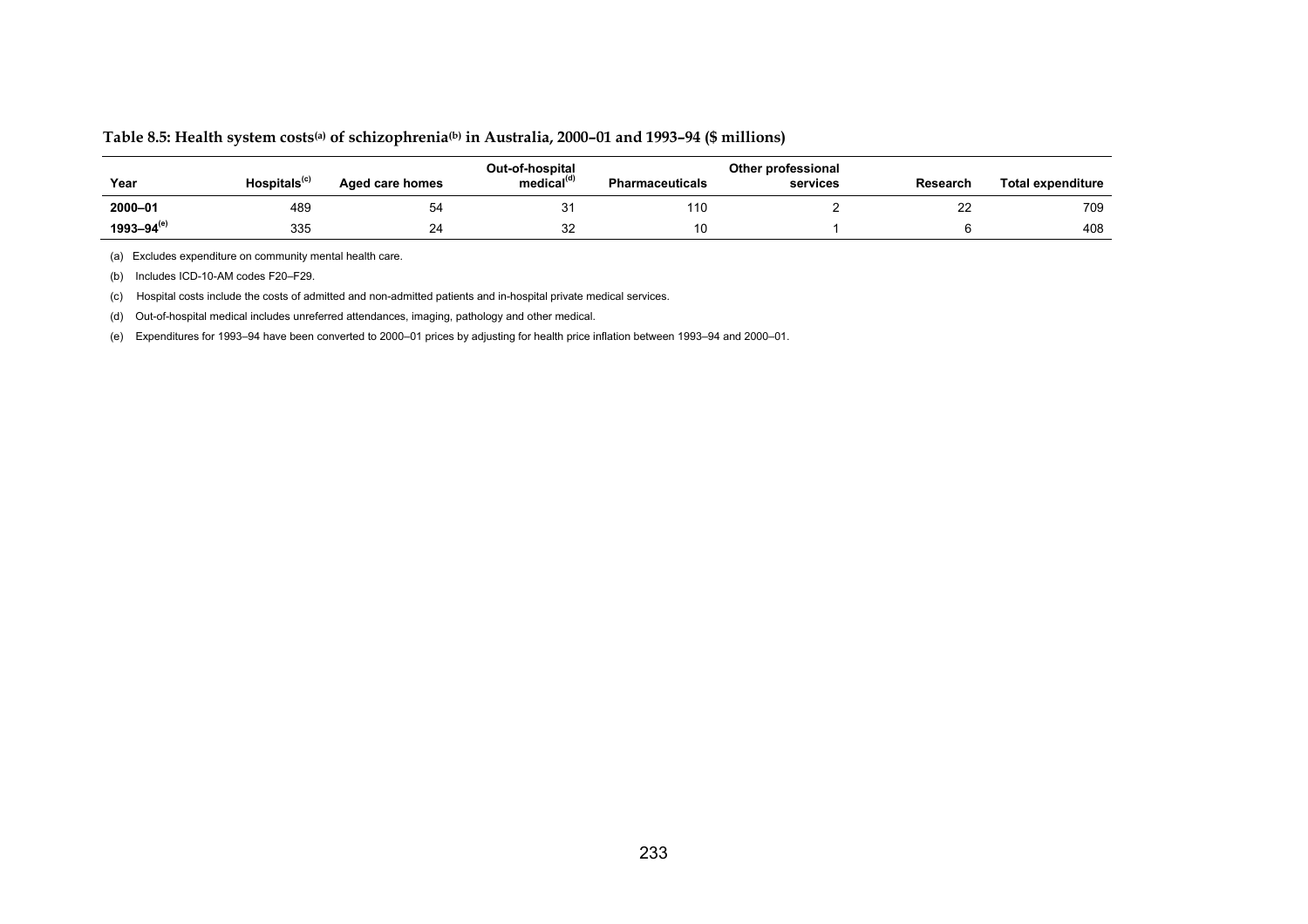**Table 8.5: Health system costs[(a)] of schizophrenia[(b)] in Australia, 2000–01 and 1993–94 ($ millions)**

| Year | Hospitals[(c)] | Aged care homes | Out-of-hospital medical[(d)] | Pharmaceuticals | Other professional services | Research | Total expenditure |
|---|---|---|---|---|---|---|---|
| **2000–01** | 489 | 54 | 31 | 110 | 2 | 22 | 709 |
| **1993–94[(e)]** | 335 | 24 | 32 | 10 | 1 | 6 | 408 |

(a) Excludes expenditure on community mental health care.

(b) Includes ICD-10-AM codes F20–F29.

(c) Hospital costs include the costs of admitted and non-admitted patients and in-hospital private medical services.

(d) Out-of-hospital medical includes unreferred attendances, imaging, pathology and other medical.

(e) Expenditures for 1993–94 have been converted to 2000–01 prices by adjusting for health price inflation between 1993–94 and 2000–01.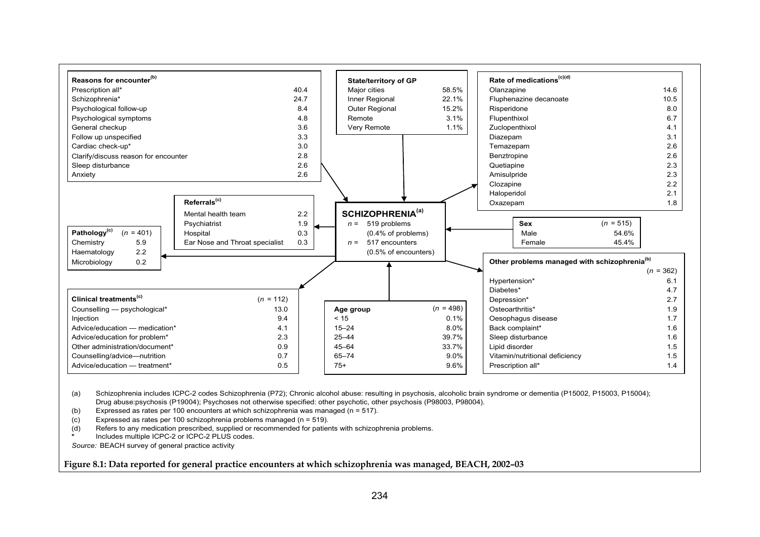**SCHIZOPHRENIA**[(a)]

*n* = 519 problems (0.4% of problems)
*n* = 517 encounters (0.5% of encounters)

| Reasons for encounter[(b)] | |
|---|---|
| Prescription all* | 40.4 |
| Schizophrenia* | 24.7 |
| Psychological follow-up | 8.4 |
| Psychological symptoms | 4.8 |
| General checkup | 3.6 |
| Follow up unspecified | 3.3 |
| Cardiac check-up* | 3.0 |
| Clarify/discuss reason for encounter | 2.8 |
| Sleep disturbance | 2.6 |
| Anxiety | 2.6 |

| State/territory of GP | |
|---|---|
| Major cities | 58.5% |
| Inner Regional | 22.1% |
| Outer Regional | 15.2% |
| Remote | 3.1% |
| Very Remote | 1.1% |

| Rate of medications[(c)(d)] | |
|---|---|
| Olanzapine | 14.6 |
| Fluphenazine decanoate | 10.5 |
| Risperidone | 8.0 |
| Flupenthixol | 6.7 |
| Zuclopenthixol | 4.1 |
| Diazepam | 3.1 |
| Temazepam | 2.6 |
| Benztropine | 2.6 |
| Quetiapine | 2.3 |
| Amisulpride | 2.3 |
| Clozapine | 2.2 |
| Haloperidol | 2.1 |
| Oxazepam | 1.8 |

| Referrals[(c)] | |
|---|---|
| Mental health team | 2.2 |
| Psychiatrist | 1.9 |
| Hospital | 0.3 |
| Ear Nose and Throat specialist | 0.3 |

| Pathology[(c)] | (*n* = 401) |
|---|---|
| Chemistry | 5.9 |
| Haematology | 2.2 |
| Microbiology | 0.2 |

| Sex | (*n* = 515) |
|---|---|
| Male | 54.6% |
| Female | 45.4% |

| Other problems managed with schizophrenia[(b)] | (*n* = 362) |
|---|---|
| Hypertension* | 6.1 |
| Diabetes* | 4.7 |
| Depression* | 2.7 |
| Osteoarthritis* | 1.9 |
| Oesophagus disease | 1.7 |
| Back complaint* | 1.6 |
| Sleep disturbance | 1.6 |
| Lipid disorder | 1.5 |
| Vitamin/nutritional deficiency | 1.5 |
| Prescription all* | 1.4 |

| Clinical treatments[(c)] | (*n* = 112) |
|---|---|
| Counselling — psychological* | 13.0 |
| Injection | 9.4 |
| Advice/education — medication* | 4.1 |
| Advice/education for problem* | 2.3 |
| Other administration/document* | 0.9 |
| Counselling/advice—nutrition | 0.7 |
| Advice/education — treatment* | 0.5 |

| Age group | (*n* = 498) |
|---|---|
| < 15 | 0.1% |
| 15–24 | 8.0% |
| 25–44 | 39.7% |
| 45–64 | 33.7% |
| 65–74 | 9.0% |
| 75+ | 9.6% |

(a) Schizophrenia includes ICPC-2 codes Schizophrenia (P72); Chronic alcohol abuse: resulting in psychosis, alcoholic brain syndrome or dementia (P15002, P15003, P15004); Drug abuse:psychosis (P19004); Psychoses not otherwise specified: other psychotic, other psychosis (P98003, P98004).

(b) Expressed as rates per 100 encounters at which schizophrenia was managed (n = 517).

(c) Expressed as rates per 100 schizophrenia problems managed (n = 519).

(d) Refers to any medication prescribed, supplied or recommended for patients with schizophrenia problems.

\* Includes multiple ICPC-2 or ICPC-2 PLUS codes.

*Source:* BEACH survey of general practice activity

**Figure 8.1: Data reported for general practice encounters at which schizophrenia was managed, BEACH, 2002–03**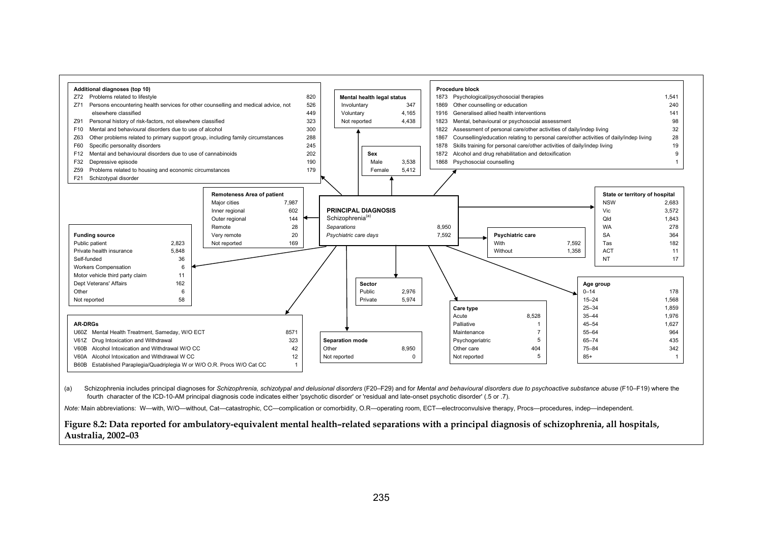**Additional diagnoses (top 10)**

| Code | Diagnosis | Number |
|---|---|---|
| Z72 | Problems related to lifestyle | 820 |
| Z71 | Persons encountering health services for other counselling and medical advice, not elsewhere classified | 526 |
| Z91 | Personal history of risk-factors, not elsewhere classified | 449 |
| F10 | Mental and behavioural disorders due to use of alcohol | 323 |
| Z63 | Other problems related to primary support group, including family circumstances | 300 |
| F60 | Specific personality disorders | 288 |
| F12 | Mental and behavioural disorders due to use of cannabinoids | 245 |
| F32 | Depressive episode | 202 |
| Z59 | Problems related to housing and economic circumstances | 190 |
| F21 | Schizotypal disorder | 179 |

**Mental health legal status**

| Status | Number |
|---|---|
| Involuntary | 347 |
| Voluntary | 4,165 |
| Not reported | 4,438 |

**Sex**

| Sex | Number |
|---|---|
| Male | 3,538 |
| Female | 5,412 |

**Procedure block**

| Block | Procedure | Number |
|---|---|---|
| 1873 | Psychological/psychosocial therapies | 1,541 |
| 1869 | Other counselling or education | 240 |
| 1916 | Generalised allied health interventions | 141 |
| 1823 | Mental, behavioural or psychosocial assessment | 98 |
| 1822 | Assessment of personal care/other activities of daily/indep living | 32 |
| 1867 | Counselling/education relating to personal care/other activities of daily/indep living | 28 |
| 1878 | Skills training for personal care/other activities of daily/indep living | 19 |
| 1872 | Alcohol and drug rehabilitation and detoxification | 9 |
| 1868 | Psychosocial counselling | 1 |

**Remoteness Area of patient**

| Area | Number |
|---|---|
| Major cities | 7,987 |
| Inner regional | 602 |
| Outer regional | 144 |
| Remote | 28 |
| Very remote | 20 |
| Not reported | 169 |

**PRINCIPAL DIAGNOSIS**
Schizophrenia[(a)]

| | |
|---|---|
| *Separations* | 8,950 |
| *Psychiatric care days* | 7,592 |

**State or territory of hospital**

| State | Number |
|---|---|
| NSW | 2,683 |
| Vic | 3,572 |
| Qld | 1,843 |
| WA | 278 |
| SA | 364 |
| Tas | 182 |
| ACT | 11 |
| NT | 17 |

**Psychiatric care**

| | Number |
|---|---|
| With | 7,592 |
| Without | 1,358 |

**Funding source**

| Source | Number |
|---|---|
| Public patient | 2,823 |
| Private health insurance | 5,848 |
| Self-funded | 36 |
| Workers Compensation | 6 |
| Motor vehicle third party claim | 11 |
| Dept Veterans' Affairs | 162 |
| Other | 6 |
| Not reported | 58 |

**Sector**

| Sector | Number |
|---|---|
| Public | 2,976 |
| Private | 5,974 |

**Age group**

| Age group | Number |
|---|---|
| 0–14 | 178 |
| 15–24 | 1,568 |
| 25–34 | 1,859 |
| 35–44 | 1,976 |
| 45–54 | 1,627 |
| 55–64 | 964 |
| 65–74 | 435 |
| 75–84 | 342 |
| 85+ | 1 |

**Care type**

| Care type | Number |
|---|---|
| Acute | 8,528 |
| Palliative | 1 |
| Maintenance | 7 |
| Psychogeriatric | 5 |
| Other care | 404 |
| Not reported | 5 |

**AR-DRGs**

| Code | AR-DRG | Number |
|---|---|---|
| U60Z | Mental Health Treatment, Sameday, W/O ECT | 8571 |
| V61Z | Drug Intoxication and Withdrawal | 323 |
| V60B | Alcohol Intoxication and Withdrawal W/O CC | 42 |
| V60A | Alcohol Intoxication and Withdrawal W CC | 12 |
| B60B | Established Paraplegia/Quadriplegia W or W/O O.R. Procs W/O Cat CC | 1 |

**Separation mode**

| Mode | Number |
|---|---|
| Other | 8,950 |
| Not reported | 0 |

(a) Schizophrenia includes principal diagnoses for *Schizophrenia, schizotypal and delusional disorders* (F20–F29) and for *Mental and behavioural disorders due to psychoactive substance abuse* (F10–F19) where the fourth character of the ICD-10-AM principal diagnosis code indicates either 'psychotic disorder' or 'residual and late-onset psychotic disorder' (.5 or .7).

*Note:* Main abbreviations: W—with, W/O—without, Cat—catastrophic, CC—complication or comorbidity, O.R—operating room, ECT—electroconvulsive therapy, Procs—procedures, indep—independent.

**Figure 8.2: Data reported for ambulatory-equivalent mental health–related separations with a principal diagnosis of schizophrenia, all hospitals, Australia, 2002–03**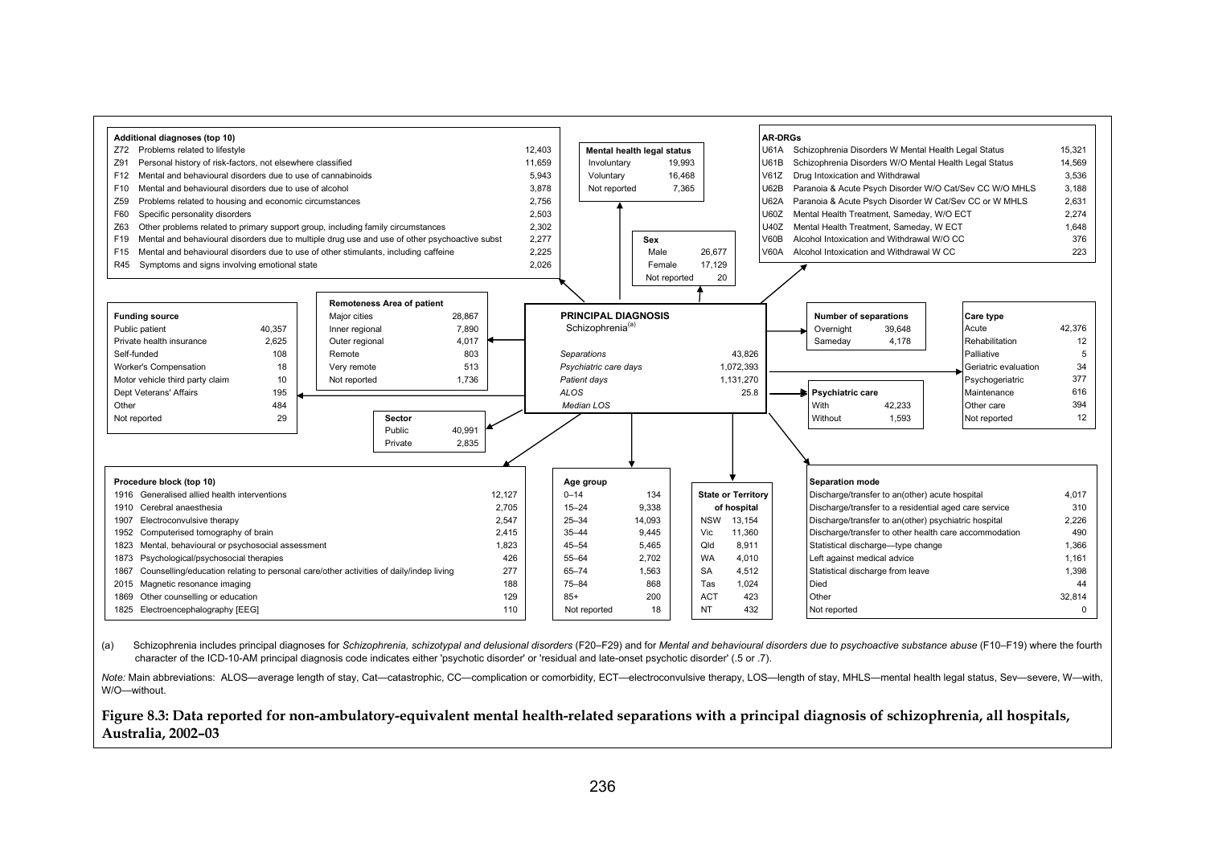**Additional diagnoses (top 10)**

| | | |
|---|---|---|
| Z72 | Problems related to lifestyle | 12,403 |
| Z91 | Personal history of risk-factors, not elsewhere classified | 11,659 |
| F12 | Mental and behavioural disorders due to use of cannabinoids | 5,943 |
| F10 | Mental and behavioural disorders due to use of alcohol | 3,878 |
| Z59 | Problems related to housing and economic circumstances | 2,756 |
| F60 | Specific personality disorders | 2,503 |
| Z63 | Other problems related to primary support group, including family circumstances | 2,302 |
| F19 | Mental and behavioural disorders due to multiple drug use and use of other psychoactive subst | 2,277 |
| F15 | Mental and behavioural disorders due to use of other stimulants, including caffeine | 2,225 |
| R45 | Symptoms and signs involving emotional state | 2,026 |

**Mental health legal status**

| | |
|---|---|
| Involuntary | 19,993 |
| Voluntary | 16,468 |
| Not reported | 7,365 |

**Sex**

| | |
|---|---|
| Male | 26,677 |
| Female | 17,129 |
| Not reported | 20 |

**AR-DRGs**

| | | |
|---|---|---|
| U61A | Schizophrenia Disorders W Mental Health Legal Status | 15,321 |
| U61B | Schizophrenia Disorders W/O Mental Health Legal Status | 14,569 |
| V61Z | Drug Intoxication and Withdrawal | 3,536 |
| U62B | Paranoia & Acute Psych Disorder W/O Cat/Sev CC W/O MHLS | 3,188 |
| U62A | Paranoia & Acute Psych Disorder W Cat/Sev CC or W MHLS | 2,631 |
| U60Z | Mental Health Treatment, Sameday, W/O ECT | 2,274 |
| U40Z | Mental Health Treatment, Sameday, W ECT | 1,648 |
| V60B | Alcohol Intoxication and Withdrawal W/O CC | 376 |
| V60A | Alcohol Intoxication and Withdrawal W CC | 223 |

**Funding source**

| | |
|---|---|
| Public patient | 40,357 |
| Private health insurance | 2,625 |
| Self-funded | 108 |
| Worker's Compensation | 18 |
| Motor vehicle third party claim | 10 |
| Dept Veterans' Affairs | 195 |
| Other | 484 |
| Not reported | 29 |

**Remoteness Area of patient**

| | |
|---|---|
| Major cities | 28,867 |
| Inner regional | 7,890 |
| Outer regional | 4,017 |
| Remote | 803 |
| Very remote | 513 |
| Not reported | 1,736 |

**PRINCIPAL DIAGNOSIS**
Schizophrenia[(a)]

| | |
|---|---|
| *Separations* | 43,826 |
| *Psychiatric care days* | 1,072,393 |
| *Patient days* | 1,131,270 |
| *ALOS* | 25.8 |
| *Median LOS* | |

**Number of separations**

| | |
|---|---|
| Overnight | 39,648 |
| Sameday | 4,178 |

**Care type**

| | |
|---|---|
| Acute | 42,376 |
| Rehabilitation | 12 |
| Palliative | 5 |
| Geriatric evaluation | 34 |
| Psychogeriatric | 377 |
| Maintenance | 616 |
| Other care | 394 |
| Not reported | 12 |

**Psychiatric care**

| | |
|---|---|
| With | 42,233 |
| Without | 1,593 |

**Sector**

| | |
|---|---|
| Public | 40,991 |
| Private | 2,835 |

**Procedure block (top 10)**

| | | |
|---|---|---|
| 1916 | Generalised allied health interventions | 12,127 |
| 1910 | Cerebral anaesthesia | 2,705 |
| 1907 | Electroconvulsive therapy | 2,547 |
| 1952 | Computerised tomography of brain | 2,415 |
| 1823 | Mental, behavioural or psychosocial assessment | 1,823 |
| 1873 | Psychological/psychosocial therapies | 426 |
| 1867 | Counselling/education relating to personal care/other activities of daily/indep living | 277 |
| 2015 | Magnetic resonance imaging | 188 |
| 1869 | Other counselling or education | 129 |
| 1825 | Electroencephalography [EEG] | 110 |

**Age group**

| | |
|---|---|
| 0–14 | 134 |
| 15–24 | 9,338 |
| 25–34 | 14,093 |
| 35–44 | 9,445 |
| 45–54 | 5,465 |
| 55–64 | 2,702 |
| 65–74 | 1,563 |
| 75–84 | 868 |
| 85+ | 200 |
| Not reported | 18 |

**State or Territory of hospital**

| | |
|---|---|
| NSW | 13,154 |
| Vic | 11,360 |
| Qld | 8,911 |
| WA | 4,010 |
| SA | 4,512 |
| Tas | 1,024 |
| ACT | 423 |
| NT | 432 |

**Separation mode**

| | |
|---|---|
| Discharge/transfer to an(other) acute hospital | 4,017 |
| Discharge/transfer to a residential aged care service | 310 |
| Discharge/transfer to an(other) psychiatric hospital | 2,226 |
| Discharge/transfer to other health care accommodation | 490 |
| Statistical discharge—type change | 1,366 |
| Left against medical advice | 1,161 |
| Statistical discharge from leave | 1,398 |
| Died | 44 |
| Other | 32,814 |
| Not reported | 0 |

(a) Schizophrenia includes principal diagnoses for *Schizophrenia, schizotypal and delusional disorders* (F20–F29) and for *Mental and behavioural disorders due to psychoactive substance abuse* (F10–F19) where the fourth character of the ICD-10-AM principal diagnosis code indicates either 'psychotic disorder' or 'residual and late-onset psychotic disorder' (.5 or .7).

*Note:* Main abbreviations: ALOS—average length of stay, Cat—catastrophic, CC—complication or comorbidity, ECT—electroconvulsive therapy, LOS—length of stay, MHLS—mental health legal status, Sev—severe, W—with, W/O—without.

**Figure 8.3: Data reported for non-ambulatory-equivalent mental health-related separations with a principal diagnosis of schizophrenia, all hospitals, Australia, 2002–03**